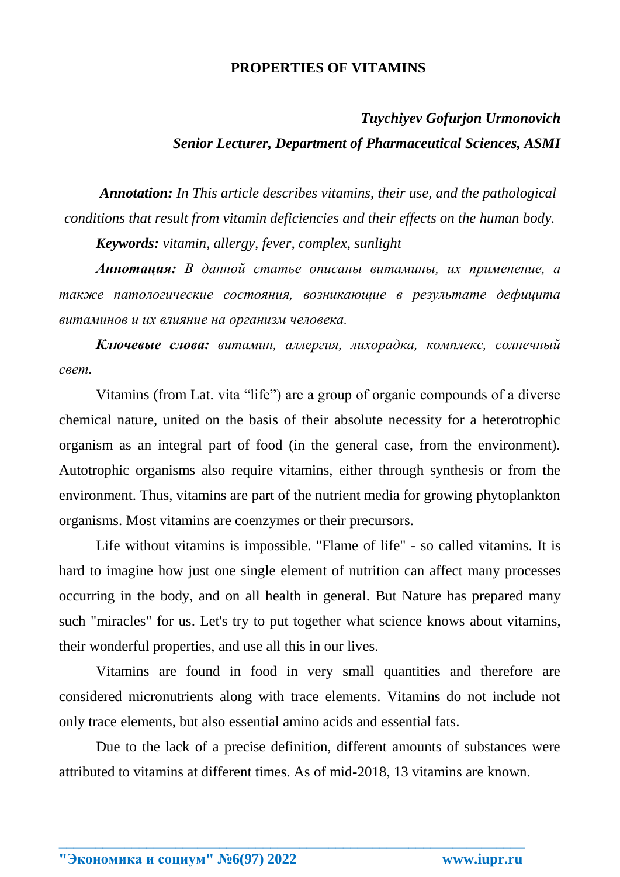# PROPERTIES OF VITAMINS

***Tuychiyev Gofurjon Urmonovich***

***Senior Lecturer, Department of Pharmaceutical Sciences, ASMI***

***Annotation:*** *In This article describes vitamins, their use, and the pathological conditions that result from vitamin deficiencies and their effects on the human body.*

***Keywords:*** *vitamin, allergy, fever, complex, sunlight*

***Аннотация:*** *В данной статье описаны витамины, их применение, а также патологические состояния, возникающие в результате дефицита витаминов и их влияние на организм человека.*

***Ключевые слова:*** *витамин, аллергия, лихорадка, комплекс, солнечный свет.*

Vitamins (from Lat. vita “life”) are a group of organic compounds of a diverse chemical nature, united on the basis of their absolute necessity for a heterotrophic organism as an integral part of food (in the general case, from the environment). Autotrophic organisms also require vitamins, either through synthesis or from the environment. Thus, vitamins are part of the nutrient media for growing phytoplankton organisms. Most vitamins are coenzymes or their precursors.

Life without vitamins is impossible. "Flame of life" - so called vitamins. It is hard to imagine how just one single element of nutrition can affect many processes occurring in the body, and on all health in general. But Nature has prepared many such "miracles" for us. Let's try to put together what science knows about vitamins, their wonderful properties, and use all this in our lives.

Vitamins are found in food in very small quantities and therefore are considered micronutrients along with trace elements. Vitamins do not include not only trace elements, but also essential amino acids and essential fats.

Due to the lack of a precise definition, different amounts of substances were attributed to vitamins at different times. As of mid-2018, 13 vitamins are known.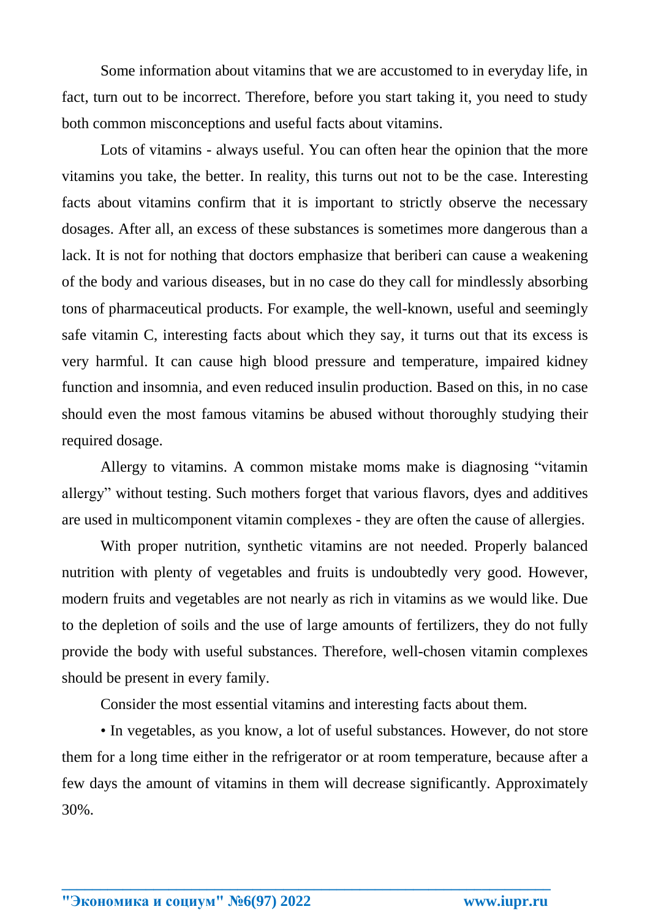Some information about vitamins that we are accustomed to in everyday life, in fact, turn out to be incorrect. Therefore, before you start taking it, you need to study both common misconceptions and useful facts about vitamins.

Lots of vitamins - always useful. You can often hear the opinion that the more vitamins you take, the better. In reality, this turns out not to be the case. Interesting facts about vitamins confirm that it is important to strictly observe the necessary dosages. After all, an excess of these substances is sometimes more dangerous than a lack. It is not for nothing that doctors emphasize that beriberi can cause a weakening of the body and various diseases, but in no case do they call for mindlessly absorbing tons of pharmaceutical products. For example, the well-known, useful and seemingly safe vitamin C, interesting facts about which they say, it turns out that its excess is very harmful. It can cause high blood pressure and temperature, impaired kidney function and insomnia, and even reduced insulin production. Based on this, in no case should even the most famous vitamins be abused without thoroughly studying their required dosage.

Allergy to vitamins. A common mistake moms make is diagnosing "vitamin allergy" without testing. Such mothers forget that various flavors, dyes and additives are used in multicomponent vitamin complexes - they are often the cause of allergies.

With proper nutrition, synthetic vitamins are not needed. Properly balanced nutrition with plenty of vegetables and fruits is undoubtedly very good. However, modern fruits and vegetables are not nearly as rich in vitamins as we would like. Due to the depletion of soils and the use of large amounts of fertilizers, they do not fully provide the body with useful substances. Therefore, well-chosen vitamin complexes should be present in every family.

Consider the most essential vitamins and interesting facts about them.

• In vegetables, as you know, a lot of useful substances. However, do not store them for a long time either in the refrigerator or at room temperature, because after a few days the amount of vitamins in them will decrease significantly. Approximately 30%.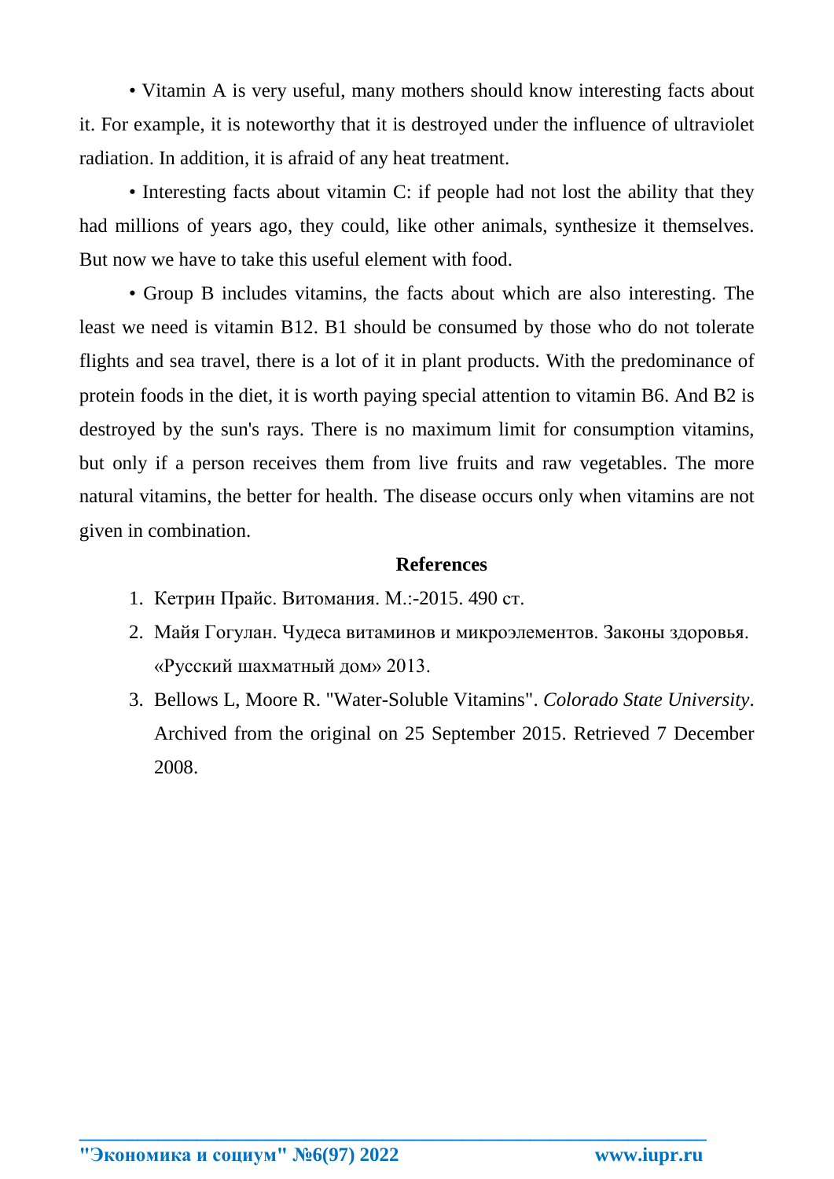• Vitamin A is very useful, many mothers should know interesting facts about it. For example, it is noteworthy that it is destroyed under the influence of ultraviolet radiation. In addition, it is afraid of any heat treatment.

• Interesting facts about vitamin C: if people had not lost the ability that they had millions of years ago, they could, like other animals, synthesize it themselves. But now we have to take this useful element with food.

• Group B includes vitamins, the facts about which are also interesting. The least we need is vitamin B12. B1 should be consumed by those who do not tolerate flights and sea travel, there is a lot of it in plant products. With the predominance of protein foods in the diet, it is worth paying special attention to vitamin B6. And B2 is destroyed by the sun's rays. There is no maximum limit for consumption vitamins, but only if a person receives them from live fruits and raw vegetables. The more natural vitamins, the better for health. The disease occurs only when vitamins are not given in combination.

## References

1. Кетрин Прайс. Витомания. М.:-2015. 490 ст.
2. Майя Гогулан. Чудеса витаминов и микроэлементов. Законы здоровья. «Русский шахматный дом» 2013.
3. Bellows L, Moore R. "Water-Soluble Vitamins". *Colorado State University*. Archived from the original on 25 September 2015. Retrieved 7 December 2008.